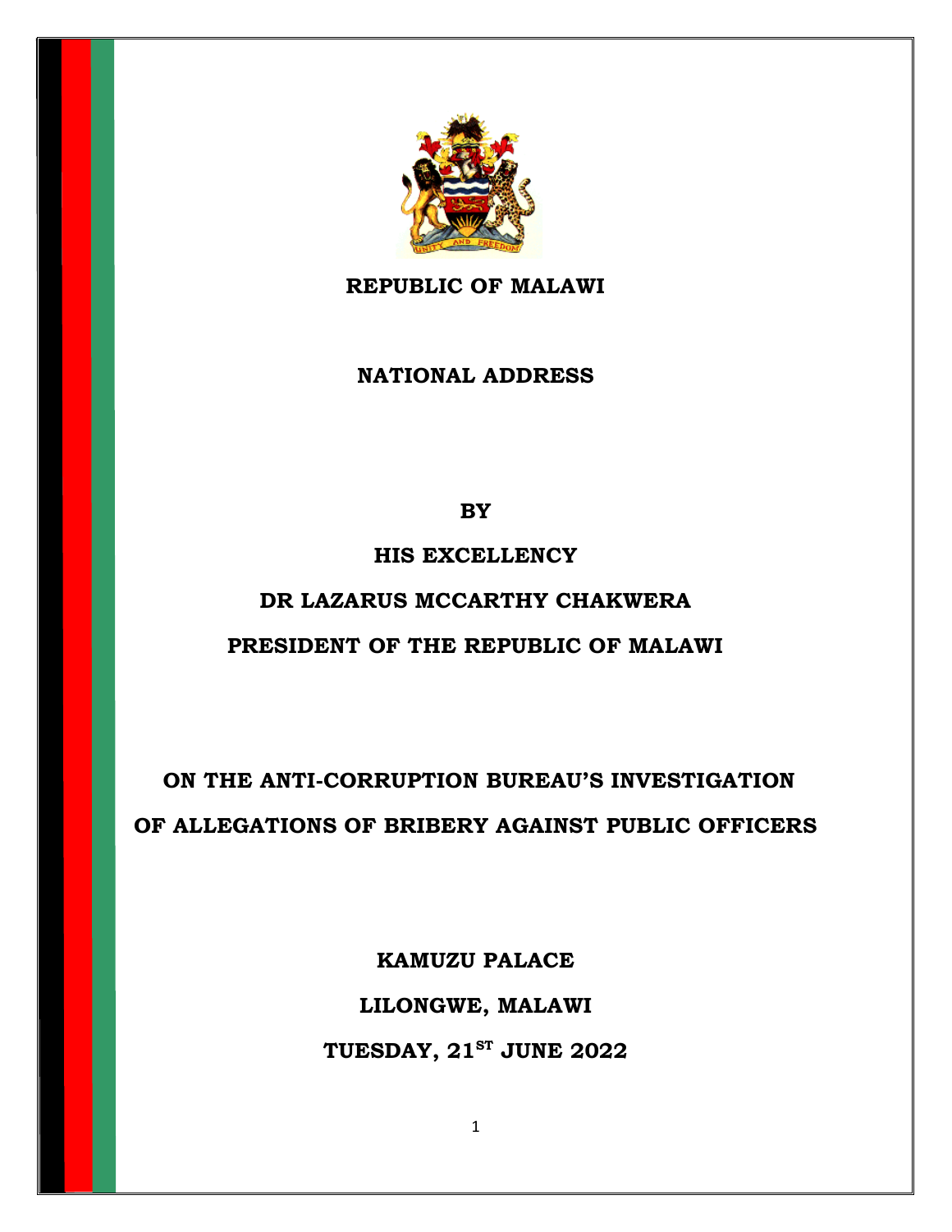**REPUBLIC OF MALAWI**

# NATIONAL ADDRESS

**BY**

**HIS EXCELLENCY**

**DR LAZARUS MCCARTHY CHAKWERA**

**PRESIDENT OF THE REPUBLIC OF MALAWI**

## ON THE ANTI-CORRUPTION BUREAU'S INVESTIGATION OF ALLEGATIONS OF BRIBERY AGAINST PUBLIC OFFICERS

**KAMUZU PALACE**

**LILONGWE, MALAWI**

**TUESDAY, 21ST JUNE 2022**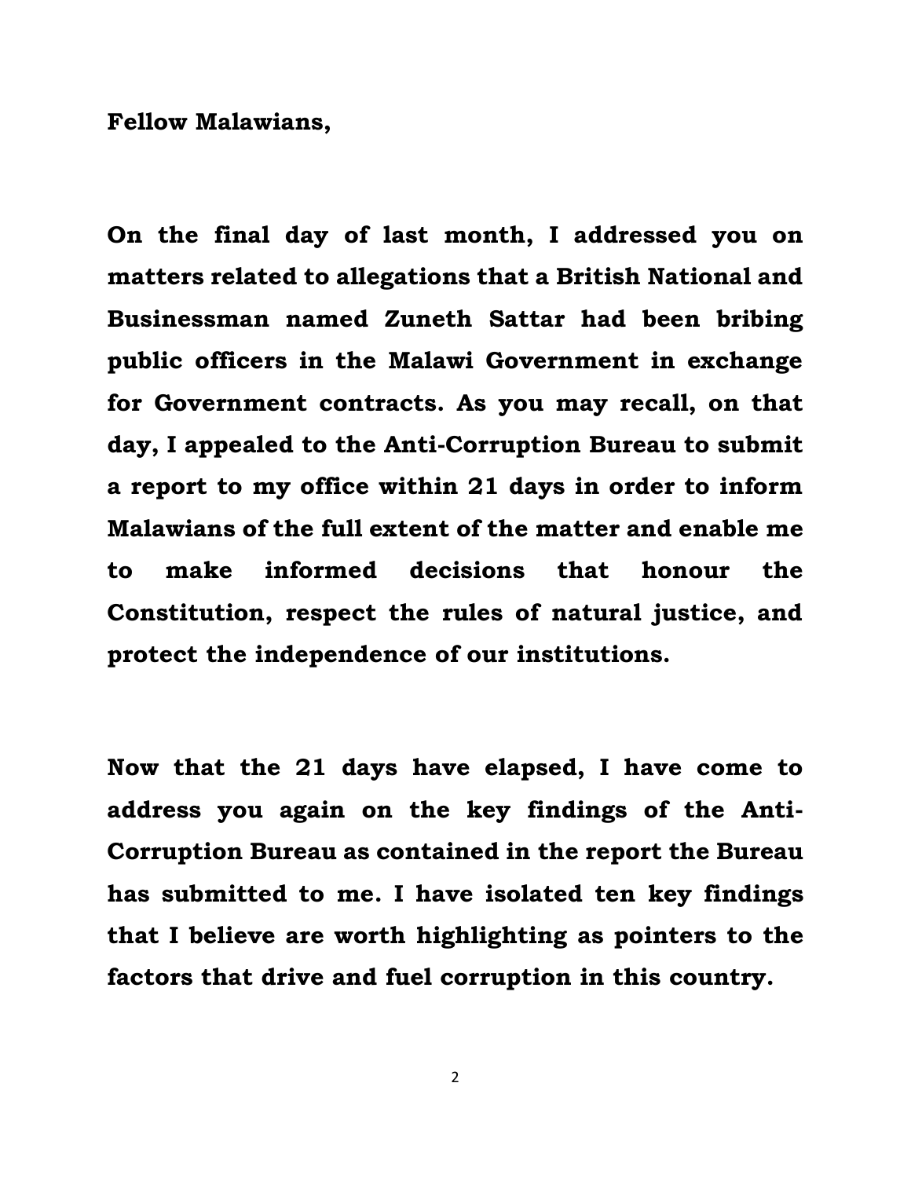**Fellow Malawians,**

**On the final day of last month, I addressed you on matters related to allegations that a British National and Businessman named Zuneth Sattar had been bribing public officers in the Malawi Government in exchange for Government contracts. As you may recall, on that day, I appealed to the Anti-Corruption Bureau to submit a report to my office within 21 days in order to inform Malawians of the full extent of the matter and enable me to make informed decisions that honour the Constitution, respect the rules of natural justice, and protect the independence of our institutions.**

**Now that the 21 days have elapsed, I have come to address you again on the key findings of the Anti-Corruption Bureau as contained in the report the Bureau has submitted to me. I have isolated ten key findings that I believe are worth highlighting as pointers to the factors that drive and fuel corruption in this country.**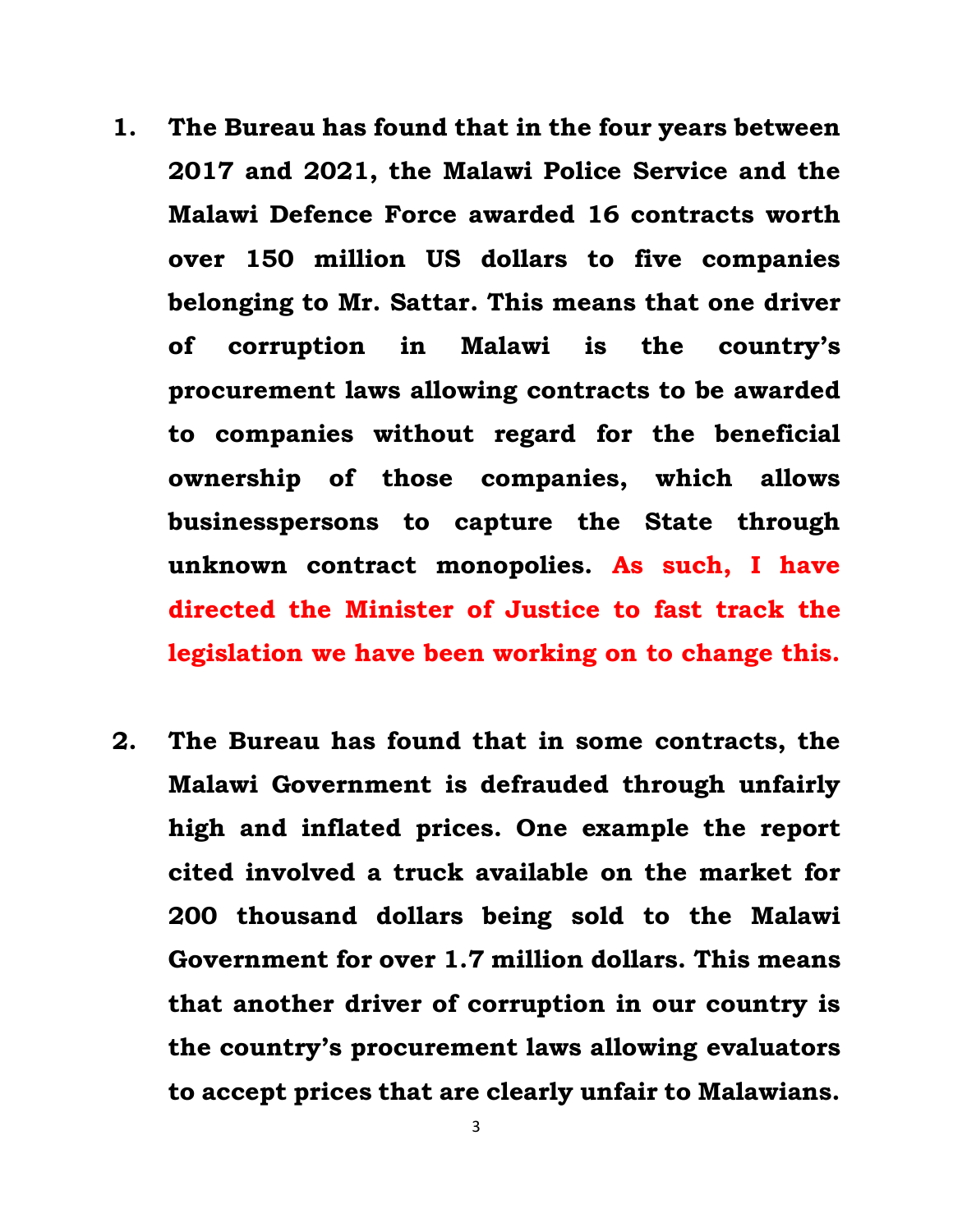1. **The Bureau has found that in the four years between 2017 and 2021, the Malawi Police Service and the Malawi Defence Force awarded 16 contracts worth over 150 million US dollars to five companies belonging to Mr. Sattar. This means that one driver of corruption in Malawi is the country's procurement laws allowing contracts to be awarded to companies without regard for the beneficial ownership of those companies, which allows businesspersons to capture the State through unknown contract monopolies. As such, I have directed the Minister of Justice to fast track the legislation we have been working on to change this.**

2. **The Bureau has found that in some contracts, the Malawi Government is defrauded through unfairly high and inflated prices. One example the report cited involved a truck available on the market for 200 thousand dollars being sold to the Malawi Government for over 1.7 million dollars. This means that another driver of corruption in our country is the country's procurement laws allowing evaluators to accept prices that are clearly unfair to Malawians.**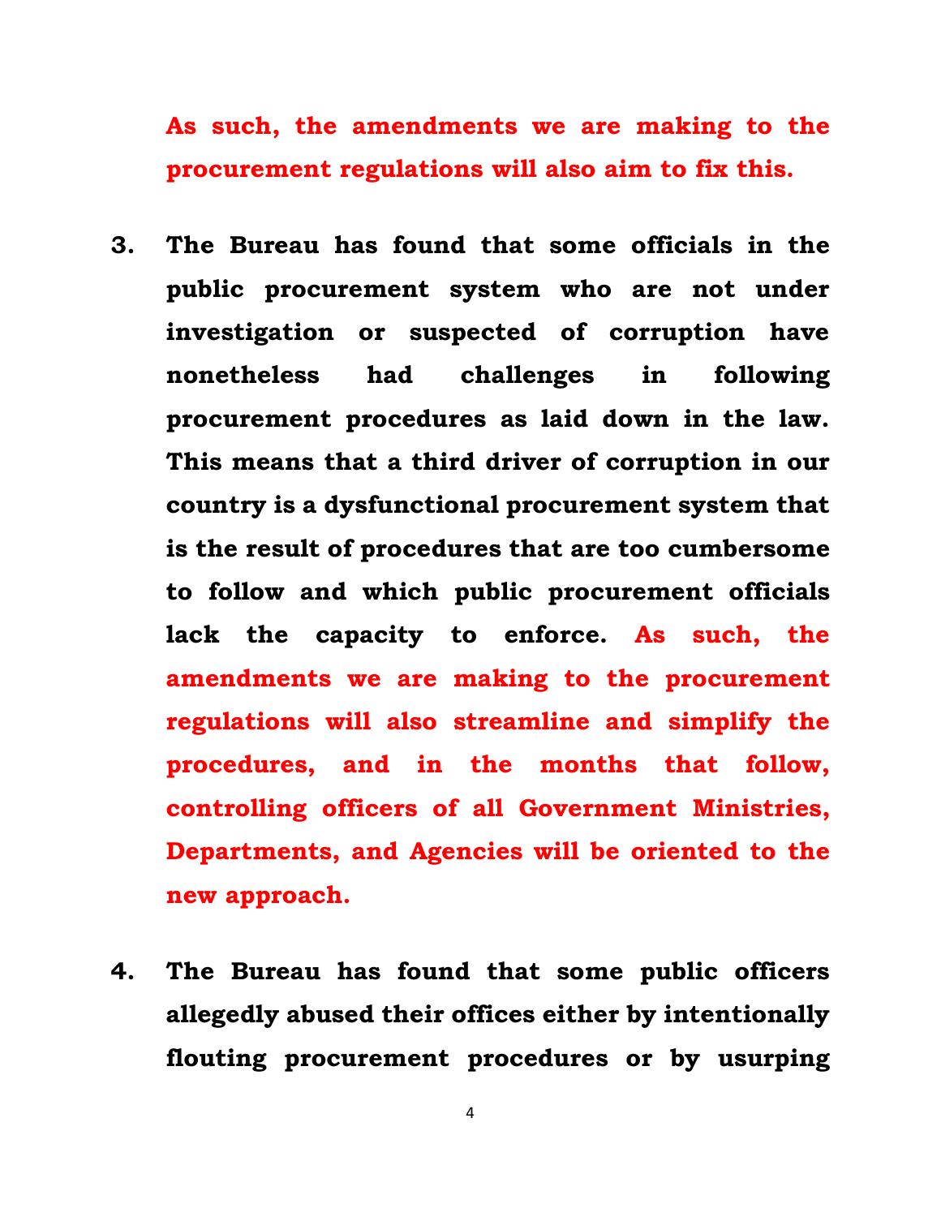**As such, the amendments we are making to the procurement regulations will also aim to fix this.**

3. **The Bureau has found that some officials in the public procurement system who are not under investigation or suspected of corruption have nonetheless had challenges in following procurement procedures as laid down in the law. This means that a third driver of corruption in our country is a dysfunctional procurement system that is the result of procedures that are too cumbersome to follow and which public procurement officials lack the capacity to enforce. As such, the amendments we are making to the procurement regulations will also streamline and simplify the procedures, and in the months that follow, controlling officers of all Government Ministries, Departments, and Agencies will be oriented to the new approach.**

4. **The Bureau has found that some public officers allegedly abused their offices either by intentionally flouting procurement procedures or by usurping**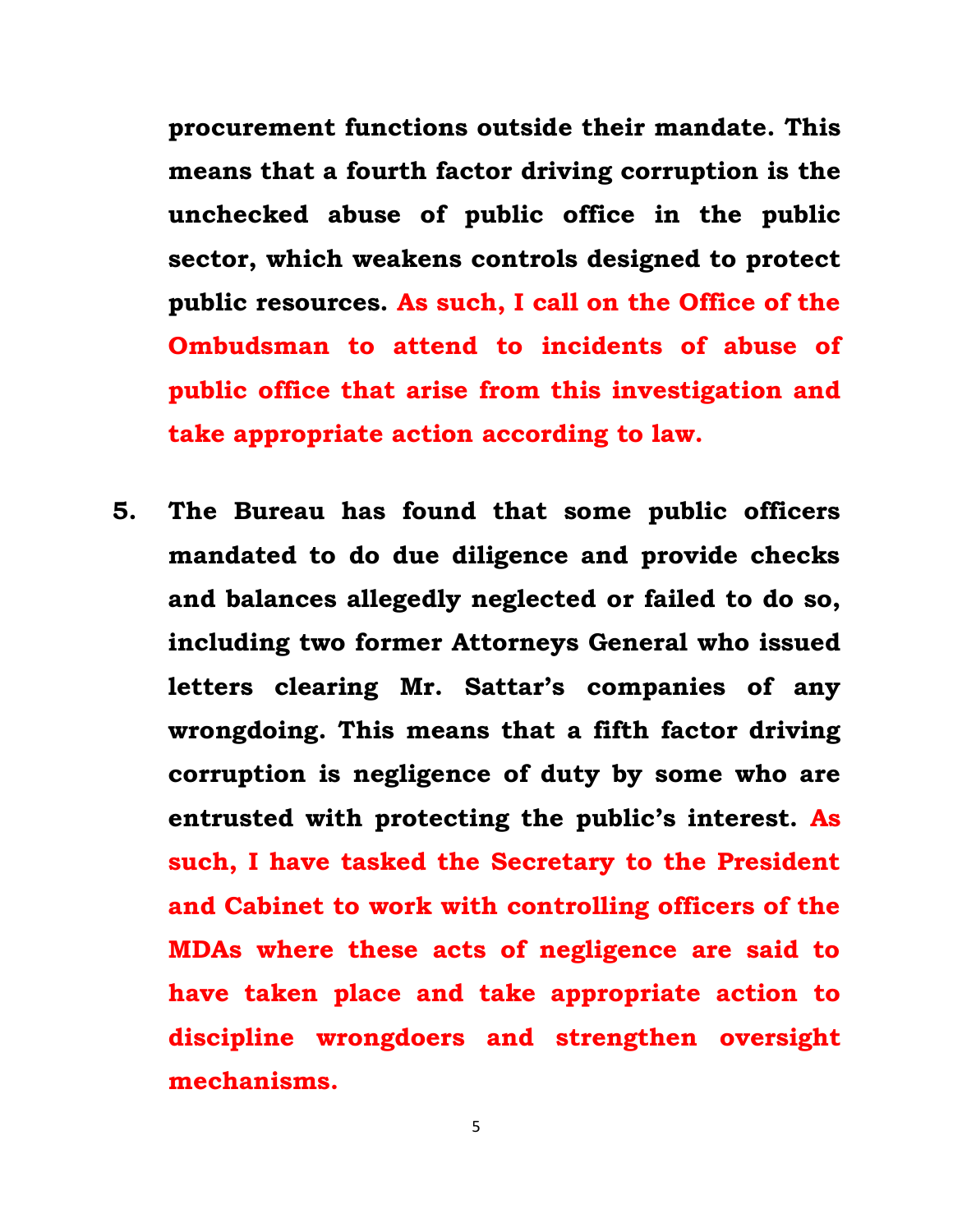**procurement functions outside their mandate. This means that a fourth factor driving corruption is the unchecked abuse of public office in the public sector, which weakens controls designed to protect public resources. As such, I call on the Office of the Ombudsman to attend to incidents of abuse of public office that arise from this investigation and take appropriate action according to law.**

5. **The Bureau has found that some public officers mandated to do due diligence and provide checks and balances allegedly neglected or failed to do so, including two former Attorneys General who issued letters clearing Mr. Sattar's companies of any wrongdoing. This means that a fifth factor driving corruption is negligence of duty by some who are entrusted with protecting the public's interest. As such, I have tasked the Secretary to the President and Cabinet to work with controlling officers of the MDAs where these acts of negligence are said to have taken place and take appropriate action to discipline wrongdoers and strengthen oversight mechanisms.**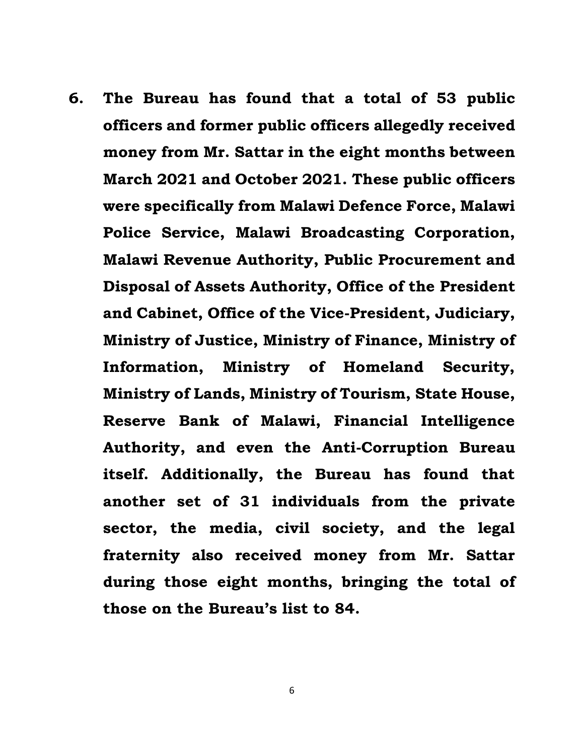6. **The Bureau has found that a total of 53 public officers and former public officers allegedly received money from Mr. Sattar in the eight months between March 2021 and October 2021. These public officers were specifically from Malawi Defence Force, Malawi Police Service, Malawi Broadcasting Corporation, Malawi Revenue Authority, Public Procurement and Disposal of Assets Authority, Office of the President and Cabinet, Office of the Vice-President, Judiciary, Ministry of Justice, Ministry of Finance, Ministry of Information, Ministry of Homeland Security, Ministry of Lands, Ministry of Tourism, State House, Reserve Bank of Malawi, Financial Intelligence Authority, and even the Anti-Corruption Bureau itself. Additionally, the Bureau has found that another set of 31 individuals from the private sector, the media, civil society, and the legal fraternity also received money from Mr. Sattar during those eight months, bringing the total of those on the Bureau's list to 84.**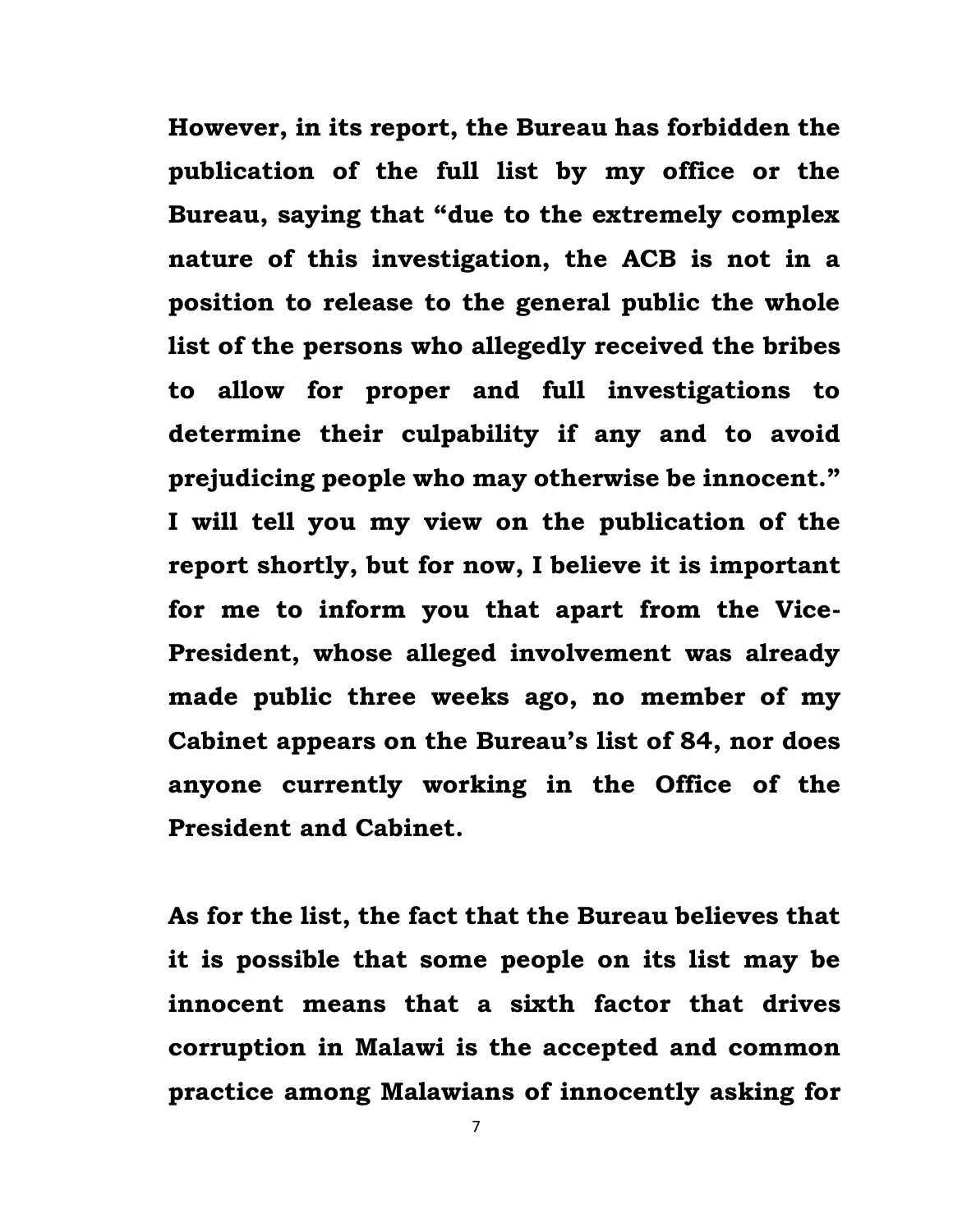**However, in its report, the Bureau has forbidden the publication of the full list by my office or the Bureau, saying that "due to the extremely complex nature of this investigation, the ACB is not in a position to release to the general public the whole list of the persons who allegedly received the bribes to allow for proper and full investigations to determine their culpability if any and to avoid prejudicing people who may otherwise be innocent." I will tell you my view on the publication of the report shortly, but for now, I believe it is important for me to inform you that apart from the Vice-President, whose alleged involvement was already made public three weeks ago, no member of my Cabinet appears on the Bureau's list of 84, nor does anyone currently working in the Office of the President and Cabinet.**

**As for the list, the fact that the Bureau believes that it is possible that some people on its list may be innocent means that a sixth factor that drives corruption in Malawi is the accepted and common practice among Malawians of innocently asking for**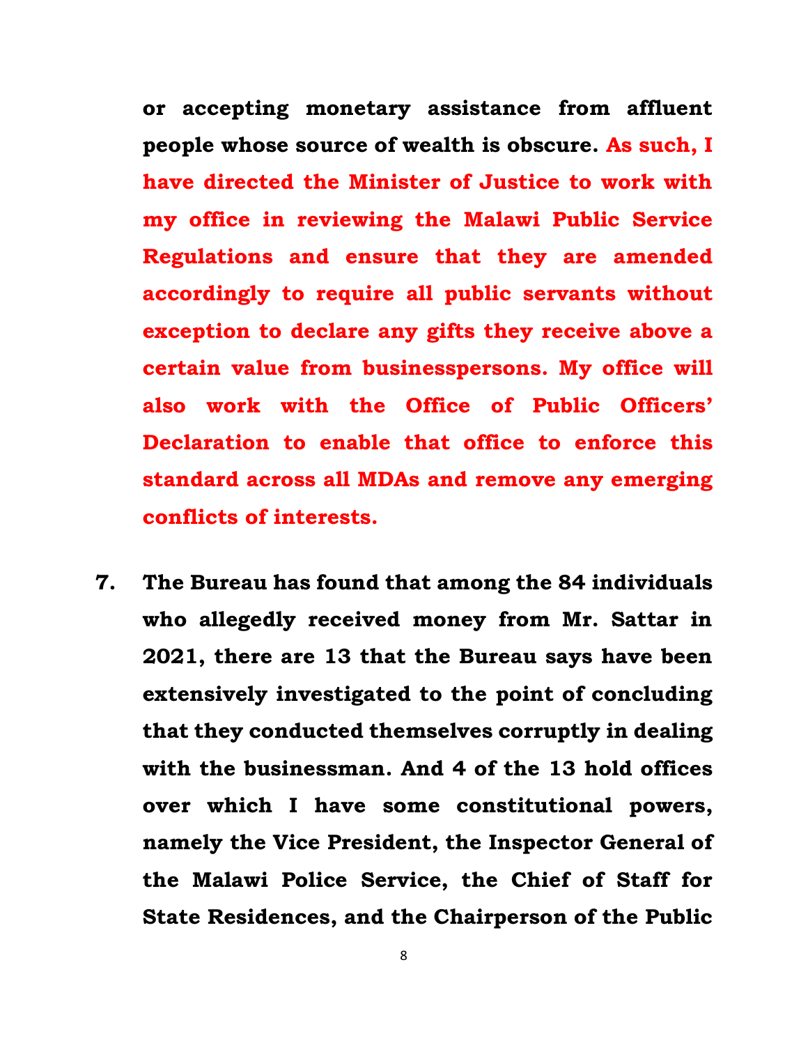**or accepting monetary assistance from affluent people whose source of wealth is obscure. As such, I have directed the Minister of Justice to work with my office in reviewing the Malawi Public Service Regulations and ensure that they are amended accordingly to require all public servants without exception to declare any gifts they receive above a certain value from businesspersons. My office will also work with the Office of Public Officers' Declaration to enable that office to enforce this standard across all MDAs and remove any emerging conflicts of interests.**

7. **The Bureau has found that among the 84 individuals who allegedly received money from Mr. Sattar in 2021, there are 13 that the Bureau says have been extensively investigated to the point of concluding that they conducted themselves corruptly in dealing with the businessman. And 4 of the 13 hold offices over which I have some constitutional powers, namely the Vice President, the Inspector General of the Malawi Police Service, the Chief of Staff for State Residences, and the Chairperson of the Public**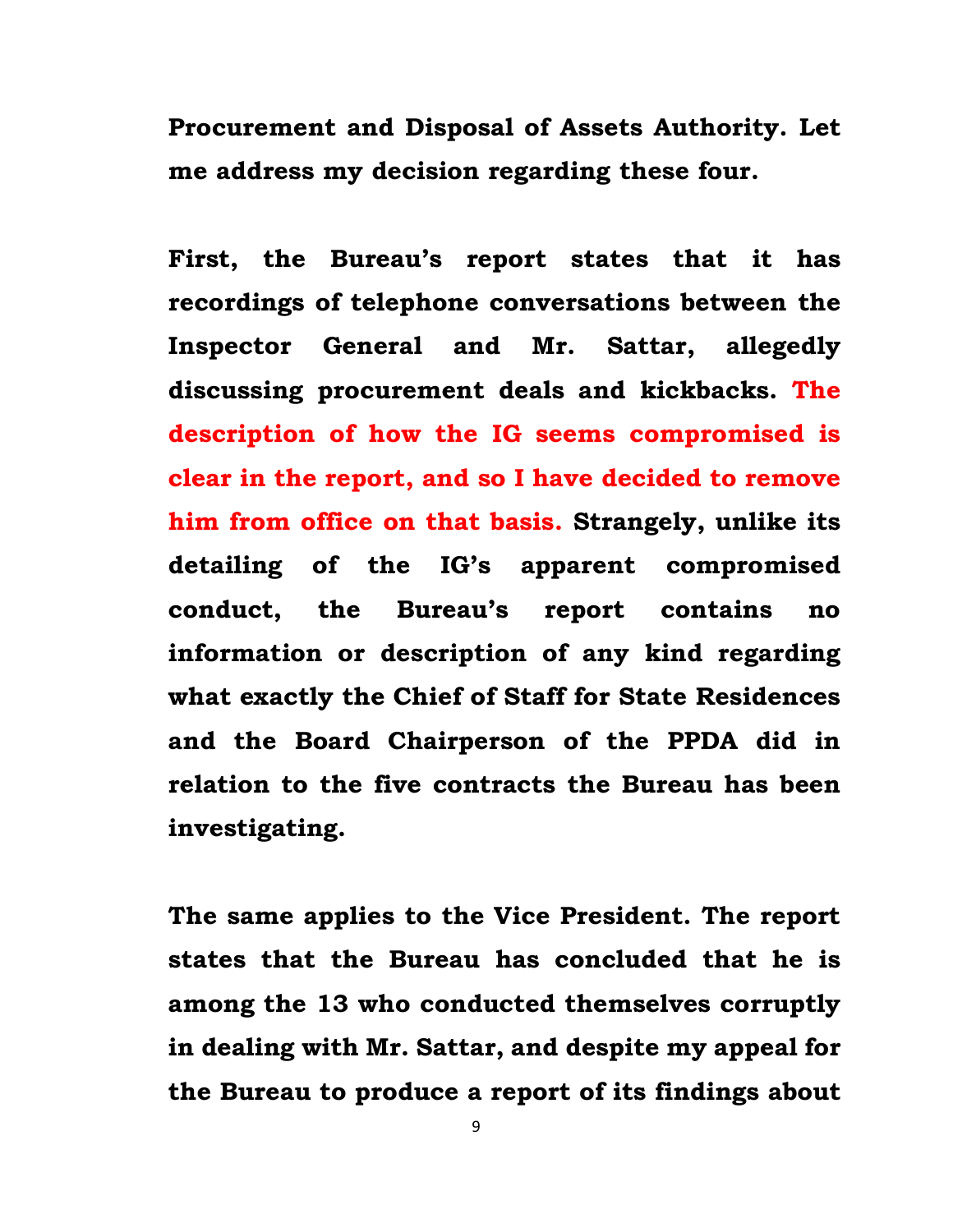**Procurement and Disposal of Assets Authority. Let me address my decision regarding these four.**

**First, the Bureau's report states that it has recordings of telephone conversations between the Inspector General and Mr. Sattar, allegedly discussing procurement deals and kickbacks. The description of how the IG seems compromised is clear in the report, and so I have decided to remove him from office on that basis. Strangely, unlike its detailing of the IG's apparent compromised conduct, the Bureau's report contains no information or description of any kind regarding what exactly the Chief of Staff for State Residences and the Board Chairperson of the PPDA did in relation to the five contracts the Bureau has been investigating.**

**The same applies to the Vice President. The report states that the Bureau has concluded that he is among the 13 who conducted themselves corruptly in dealing with Mr. Sattar, and despite my appeal for the Bureau to produce a report of its findings about**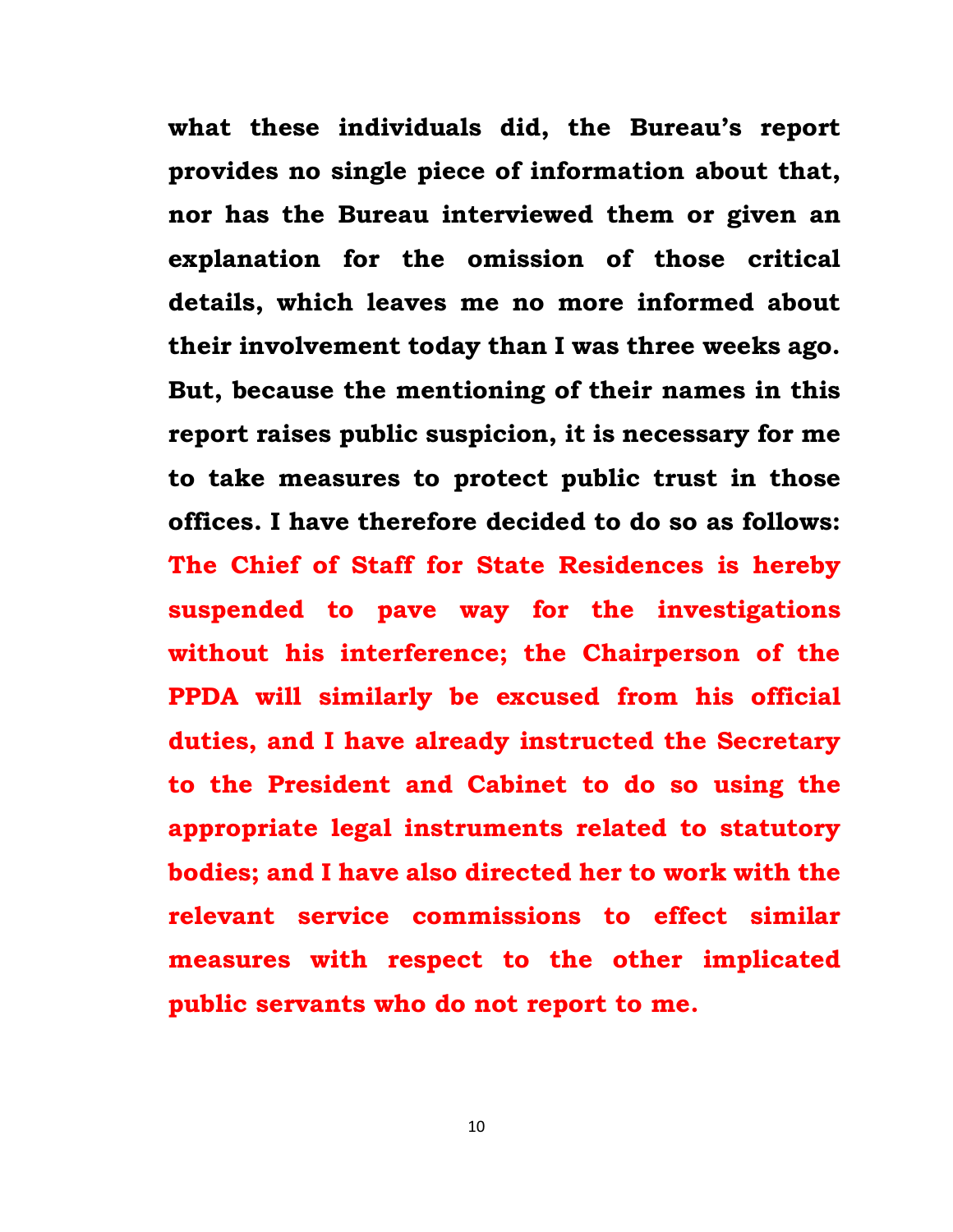**what these individuals did, the Bureau's report provides no single piece of information about that, nor has the Bureau interviewed them or given an explanation for the omission of those critical details, which leaves me no more informed about their involvement today than I was three weeks ago. But, because the mentioning of their names in this report raises public suspicion, it is necessary for me to take measures to protect public trust in those offices. I have therefore decided to do so as follows: The Chief of Staff for State Residences is hereby suspended to pave way for the investigations without his interference; the Chairperson of the PPDA will similarly be excused from his official duties, and I have already instructed the Secretary to the President and Cabinet to do so using the appropriate legal instruments related to statutory bodies; and I have also directed her to work with the relevant service commissions to effect similar measures with respect to the other implicated public servants who do not report to me.**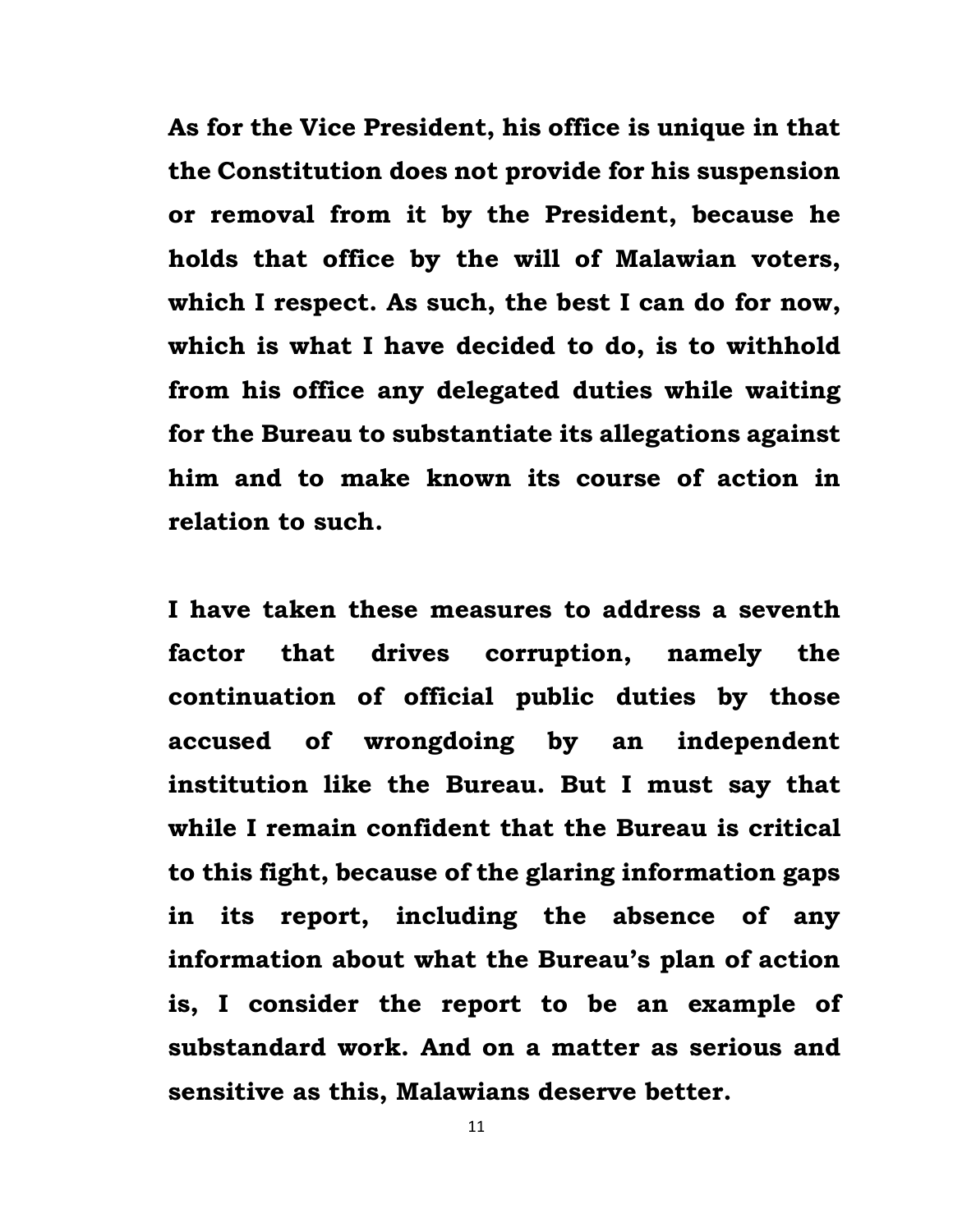**As for the Vice President, his office is unique in that the Constitution does not provide for his suspension or removal from it by the President, because he holds that office by the will of Malawian voters, which I respect. As such, the best I can do for now, which is what I have decided to do, is to withhold from his office any delegated duties while waiting for the Bureau to substantiate its allegations against him and to make known its course of action in relation to such.**

**I have taken these measures to address a seventh factor that drives corruption, namely the continuation of official public duties by those accused of wrongdoing by an independent institution like the Bureau. But I must say that while I remain confident that the Bureau is critical to this fight, because of the glaring information gaps in its report, including the absence of any information about what the Bureau's plan of action is, I consider the report to be an example of substandard work. And on a matter as serious and sensitive as this, Malawians deserve better.**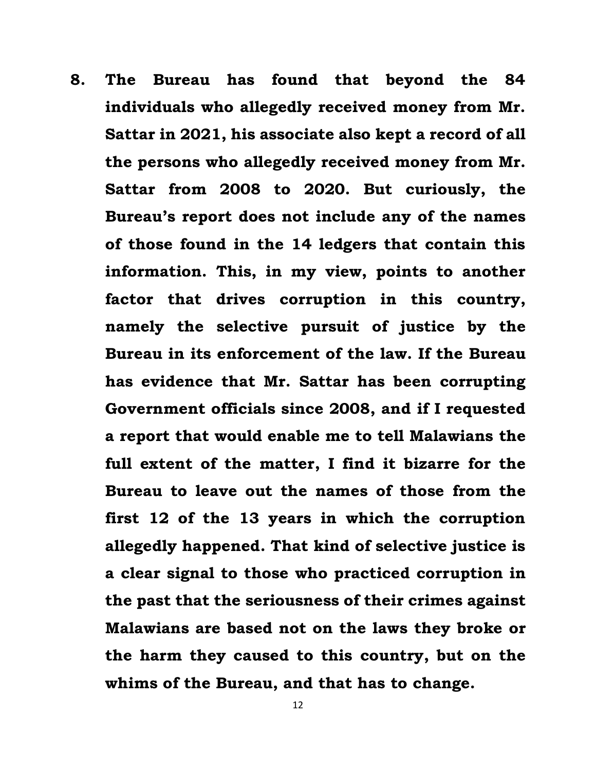8. **The Bureau has found that beyond the 84 individuals who allegedly received money from Mr. Sattar in 2021, his associate also kept a record of all the persons who allegedly received money from Mr. Sattar from 2008 to 2020. But curiously, the Bureau's report does not include any of the names of those found in the 14 ledgers that contain this information. This, in my view, points to another factor that drives corruption in this country, namely the selective pursuit of justice by the Bureau in its enforcement of the law. If the Bureau has evidence that Mr. Sattar has been corrupting Government officials since 2008, and if I requested a report that would enable me to tell Malawians the full extent of the matter, I find it bizarre for the Bureau to leave out the names of those from the first 12 of the 13 years in which the corruption allegedly happened. That kind of selective justice is a clear signal to those who practiced corruption in the past that the seriousness of their crimes against Malawians are based not on the laws they broke or the harm they caused to this country, but on the whims of the Bureau, and that has to change.**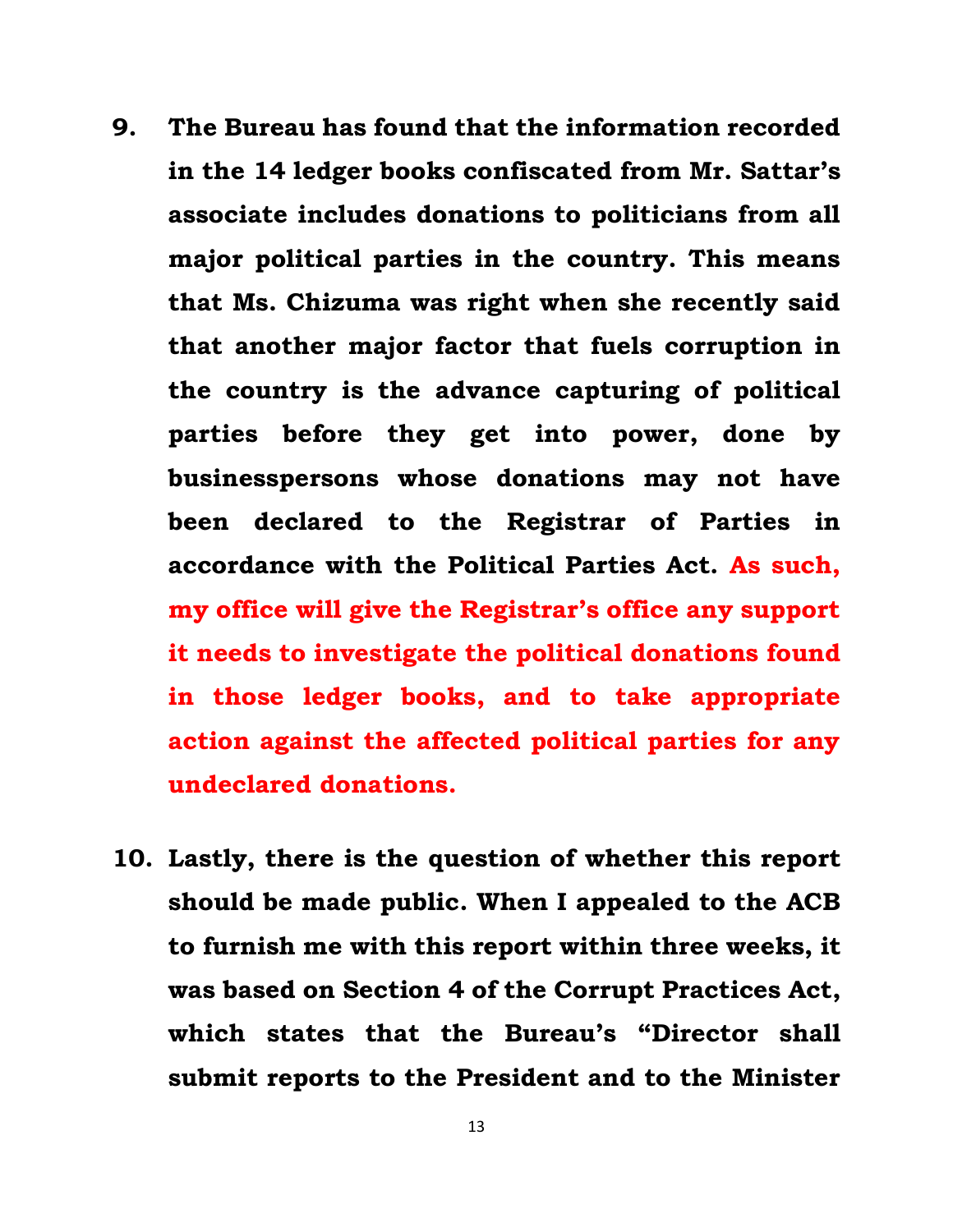9. **The Bureau has found that the information recorded in the 14 ledger books confiscated from Mr. Sattar's associate includes donations to politicians from all major political parties in the country. This means that Ms. Chizuma was right when she recently said that another major factor that fuels corruption in the country is the advance capturing of political parties before they get into power, done by businesspersons whose donations may not have been declared to the Registrar of Parties in accordance with the Political Parties Act. As such, my office will give the Registrar's office any support it needs to investigate the political donations found in those ledger books, and to take appropriate action against the affected political parties for any undeclared donations.**

10. **Lastly, there is the question of whether this report should be made public. When I appealed to the ACB to furnish me with this report within three weeks, it was based on Section 4 of the Corrupt Practices Act, which states that the Bureau's "Director shall submit reports to the President and to the Minister**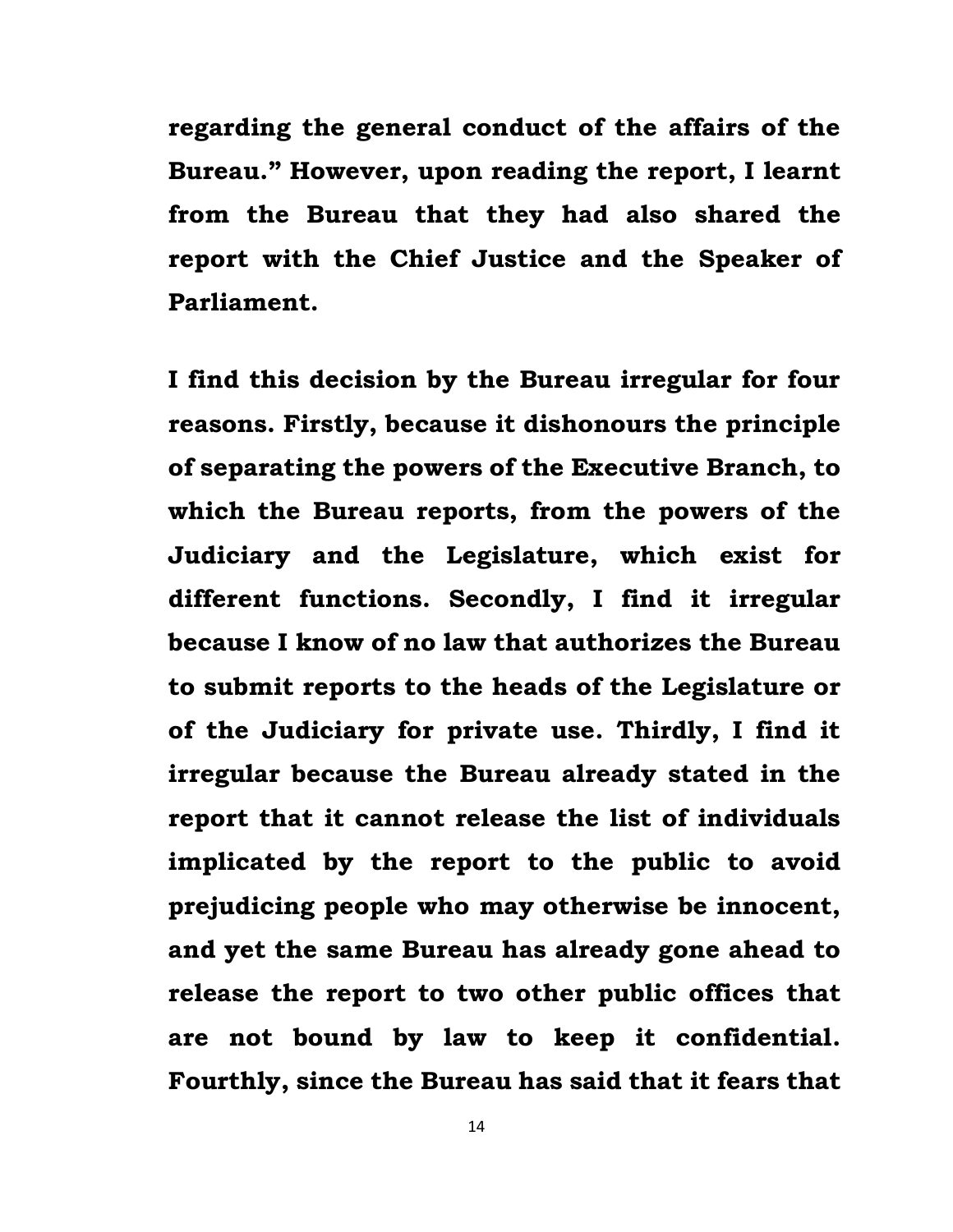**regarding the general conduct of the affairs of the Bureau." However, upon reading the report, I learnt from the Bureau that they had also shared the report with the Chief Justice and the Speaker of Parliament.**

**I find this decision by the Bureau irregular for four reasons. Firstly, because it dishonours the principle of separating the powers of the Executive Branch, to which the Bureau reports, from the powers of the Judiciary and the Legislature, which exist for different functions. Secondly, I find it irregular because I know of no law that authorizes the Bureau to submit reports to the heads of the Legislature or of the Judiciary for private use. Thirdly, I find it irregular because the Bureau already stated in the report that it cannot release the list of individuals implicated by the report to the public to avoid prejudicing people who may otherwise be innocent, and yet the same Bureau has already gone ahead to release the report to two other public offices that are not bound by law to keep it confidential. Fourthly, since the Bureau has said that it fears that**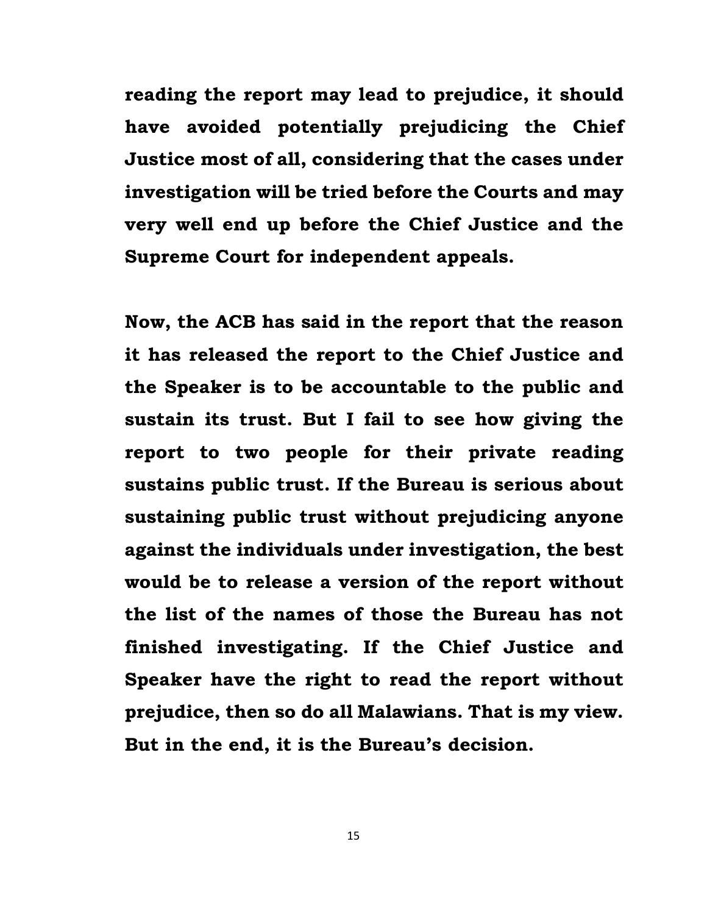**reading the report may lead to prejudice, it should have avoided potentially prejudicing the Chief Justice most of all, considering that the cases under investigation will be tried before the Courts and may very well end up before the Chief Justice and the Supreme Court for independent appeals.**

**Now, the ACB has said in the report that the reason it has released the report to the Chief Justice and the Speaker is to be accountable to the public and sustain its trust. But I fail to see how giving the report to two people for their private reading sustains public trust. If the Bureau is serious about sustaining public trust without prejudicing anyone against the individuals under investigation, the best would be to release a version of the report without the list of the names of those the Bureau has not finished investigating. If the Chief Justice and Speaker have the right to read the report without prejudice, then so do all Malawians. That is my view. But in the end, it is the Bureau's decision.**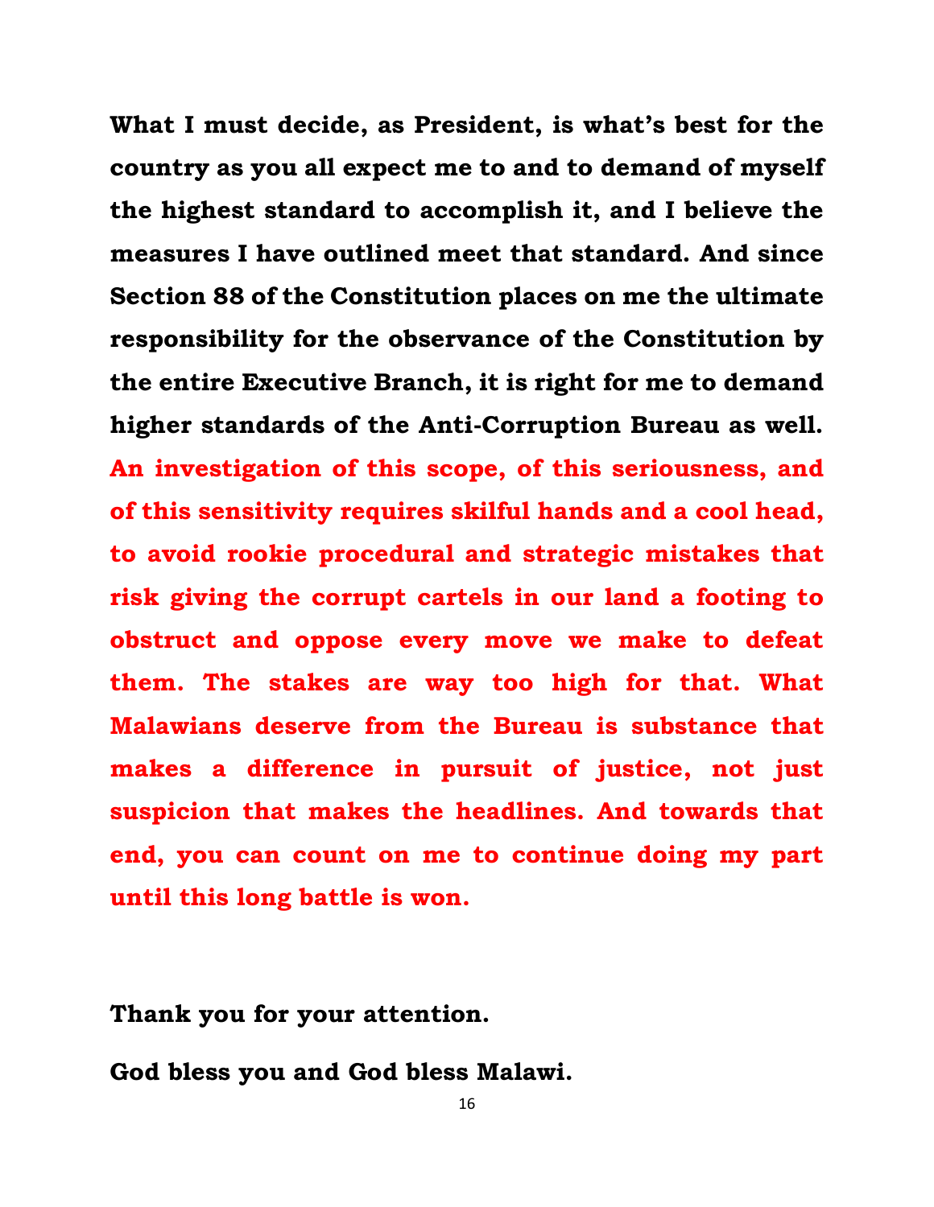**What I must decide, as President, is what's best for the country as you all expect me to and to demand of myself the highest standard to accomplish it, and I believe the measures I have outlined meet that standard. And since Section 88 of the Constitution places on me the ultimate responsibility for the observance of the Constitution by the entire Executive Branch, it is right for me to demand higher standards of the Anti-Corruption Bureau as well. An investigation of this scope, of this seriousness, and of this sensitivity requires skilful hands and a cool head, to avoid rookie procedural and strategic mistakes that risk giving the corrupt cartels in our land a footing to obstruct and oppose every move we make to defeat them. The stakes are way too high for that. What Malawians deserve from the Bureau is substance that makes a difference in pursuit of justice, not just suspicion that makes the headlines. And towards that end, you can count on me to continue doing my part until this long battle is won.**

**Thank you for your attention.**

**God bless you and God bless Malawi.**